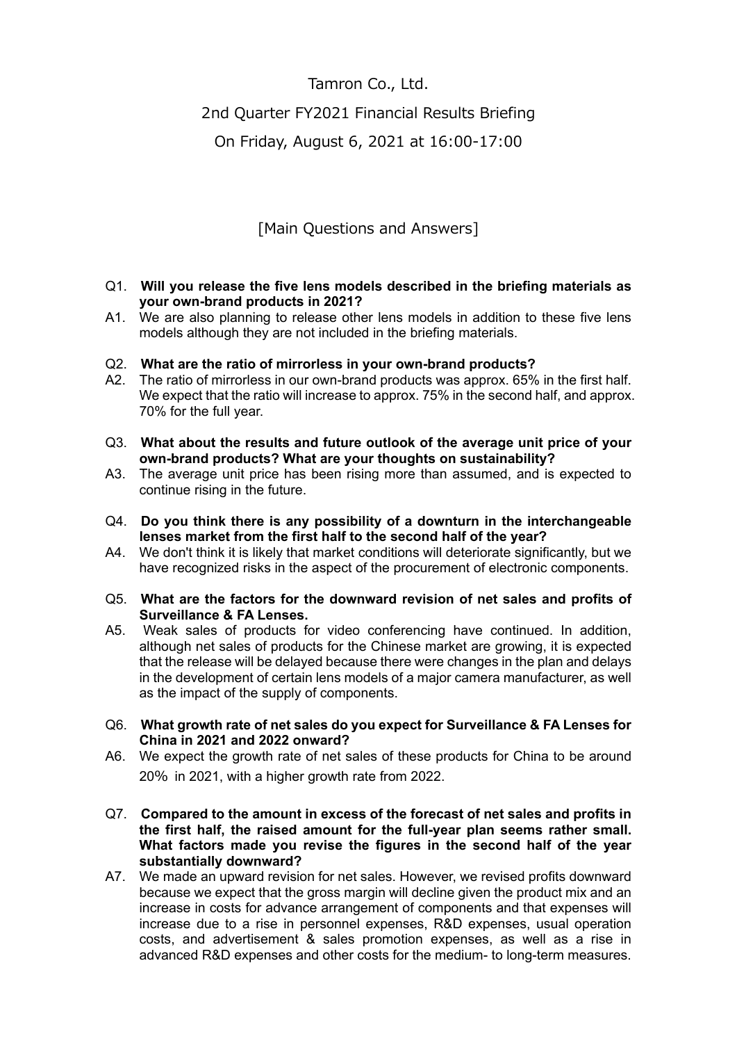# Tamron Co., Ltd.

## 2nd Quarter FY2021 Financial Results Briefing

On Friday, August 6, 2021 at 16:00-17:00

### [Main Questions and Answers]

Q1. **Will you release the five lens models described in the briefing materials as your own-brand products in 2021?**

A1. We are also planning to release other lens models in addition to these five lens models although they are not included in the briefing materials.

Q2. **What are the ratio of mirrorless in your own-brand products?**

A2. The ratio of mirrorless in our own-brand products was approx. 65% in the first half. We expect that the ratio will increase to approx. 75% in the second half, and approx. 70% for the full year.

Q3. **What about the results and future outlook of the average unit price of your own-brand products? What are your thoughts on sustainability?**

A3. The average unit price has been rising more than assumed, and is expected to continue rising in the future.

Q4. **Do you think there is any possibility of a downturn in the interchangeable lenses market from the first half to the second half of the year?**

A4. We don't think it is likely that market conditions will deteriorate significantly, but we have recognized risks in the aspect of the procurement of electronic components.

Q5. **What are the factors for the downward revision of net sales and profits of Surveillance & FA Lenses.**

A5. Weak sales of products for video conferencing have continued. In addition, although net sales of products for the Chinese market are growing, it is expected that the release will be delayed because there were changes in the plan and delays in the development of certain lens models of a major camera manufacturer, as well as the impact of the supply of components.

Q6. **What growth rate of net sales do you expect for Surveillance & FA Lenses for China in 2021 and 2022 onward?**

A6. We expect the growth rate of net sales of these products for China to be around 20% in 2021, with a higher growth rate from 2022.

Q7. **Compared to the amount in excess of the forecast of net sales and profits in the first half, the raised amount for the full-year plan seems rather small. What factors made you revise the figures in the second half of the year substantially downward?**

A7. We made an upward revision for net sales. However, we revised profits downward because we expect that the gross margin will decline given the product mix and an increase in costs for advance arrangement of components and that expenses will increase due to a rise in personnel expenses, R&D expenses, usual operation costs, and advertisement & sales promotion expenses, as well as a rise in advanced R&D expenses and other costs for the medium- to long-term measures.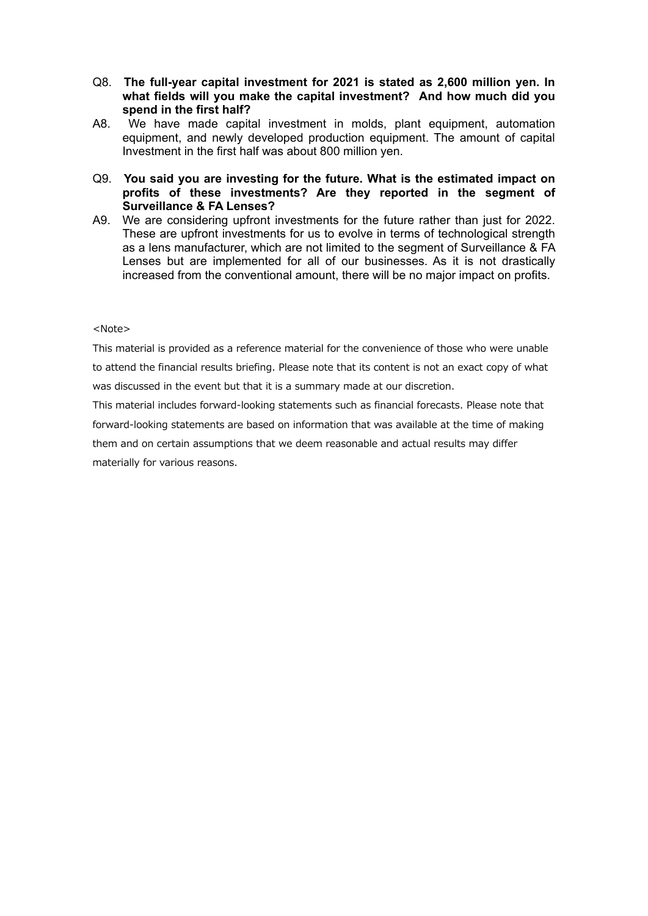Q8. **The full-year capital investment for 2021 is stated as 2,600 million yen. In what fields will you make the capital investment? And how much did you spend in the first half?**

A8. We have made capital investment in molds, plant equipment, automation equipment, and newly developed production equipment. The amount of capital Investment in the first half was about 800 million yen.

Q9. **You said you are investing for the future. What is the estimated impact on profits of these investments? Are they reported in the segment of Surveillance & FA Lenses?**

A9. We are considering upfront investments for the future rather than just for 2022. These are upfront investments for us to evolve in terms of technological strength as a lens manufacturer, which are not limited to the segment of Surveillance & FA Lenses but are implemented for all of our businesses. As it is not drastically increased from the conventional amount, there will be no major impact on profits.

<Note>

This material is provided as a reference material for the convenience of those who were unable to attend the financial results briefing. Please note that its content is not an exact copy of what was discussed in the event but that it is a summary made at our discretion.

This material includes forward-looking statements such as financial forecasts. Please note that forward-looking statements are based on information that was available at the time of making them and on certain assumptions that we deem reasonable and actual results may differ materially for various reasons.